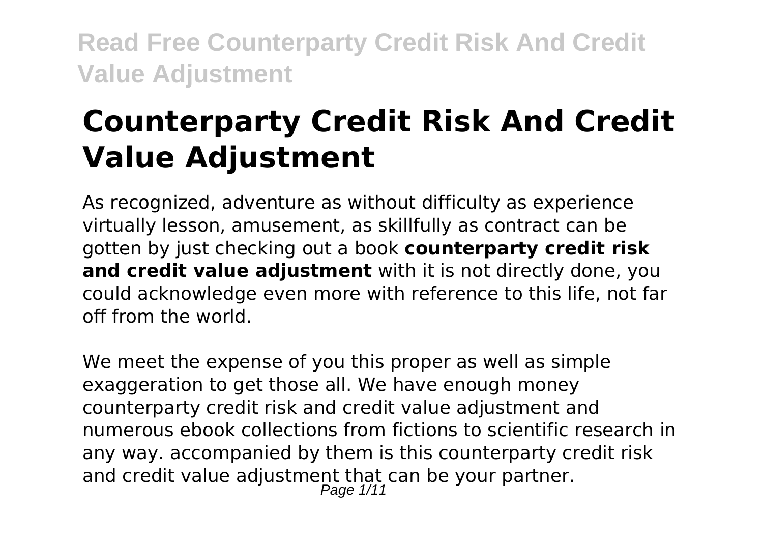# Counterparty Credit Risk And Credit Value Adjustment

As recognized, adventure as without difficulty as experience virtually lesson, amusement, as skillfully as contract can be gotten by just checking out a book **counterparty credit risk and credit value adjustment** with it is not directly done, you could acknowledge even more with reference to this life, not far off from the world.

We meet the expense of you this proper as well as simple exaggeration to get those all. We have enough money counterparty credit risk and credit value adjustment and numerous ebook collections from fictions to scientific research in any way. accompanied by them is this counterparty credit risk and credit value adjustment that can be your partner.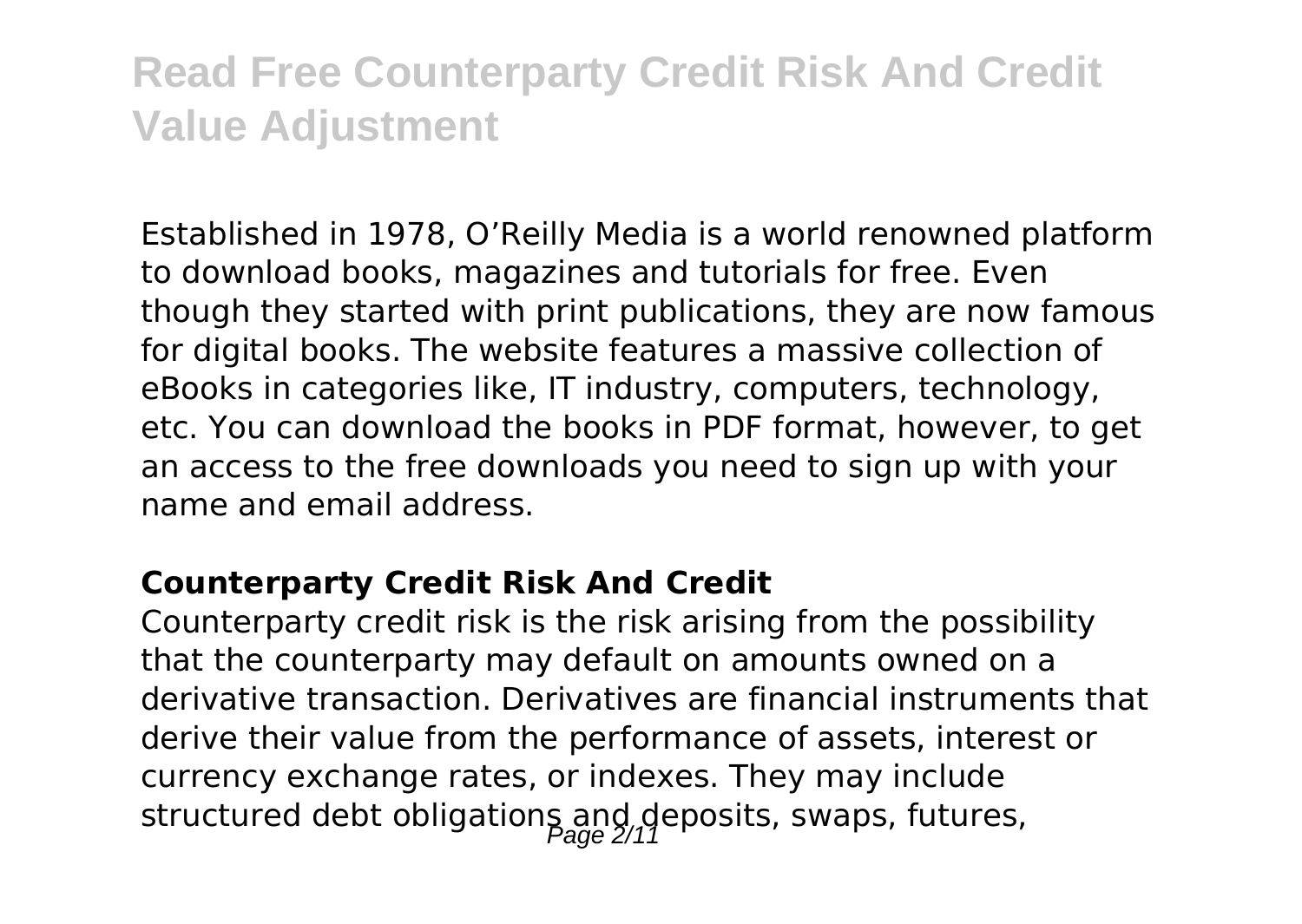Established in 1978, O'Reilly Media is a world renowned platform to download books, magazines and tutorials for free. Even though they started with print publications, they are now famous for digital books. The website features a massive collection of eBooks in categories like, IT industry, computers, technology, etc. You can download the books in PDF format, however, to get an access to the free downloads you need to sign up with your name and email address.

**Counterparty Credit Risk And Credit**

Counterparty credit risk is the risk arising from the possibility that the counterparty may default on amounts owned on a derivative transaction. Derivatives are financial instruments that derive their value from the performance of assets, interest or currency exchange rates, or indexes. They may include structured debt obligations and deposits, swaps, futures,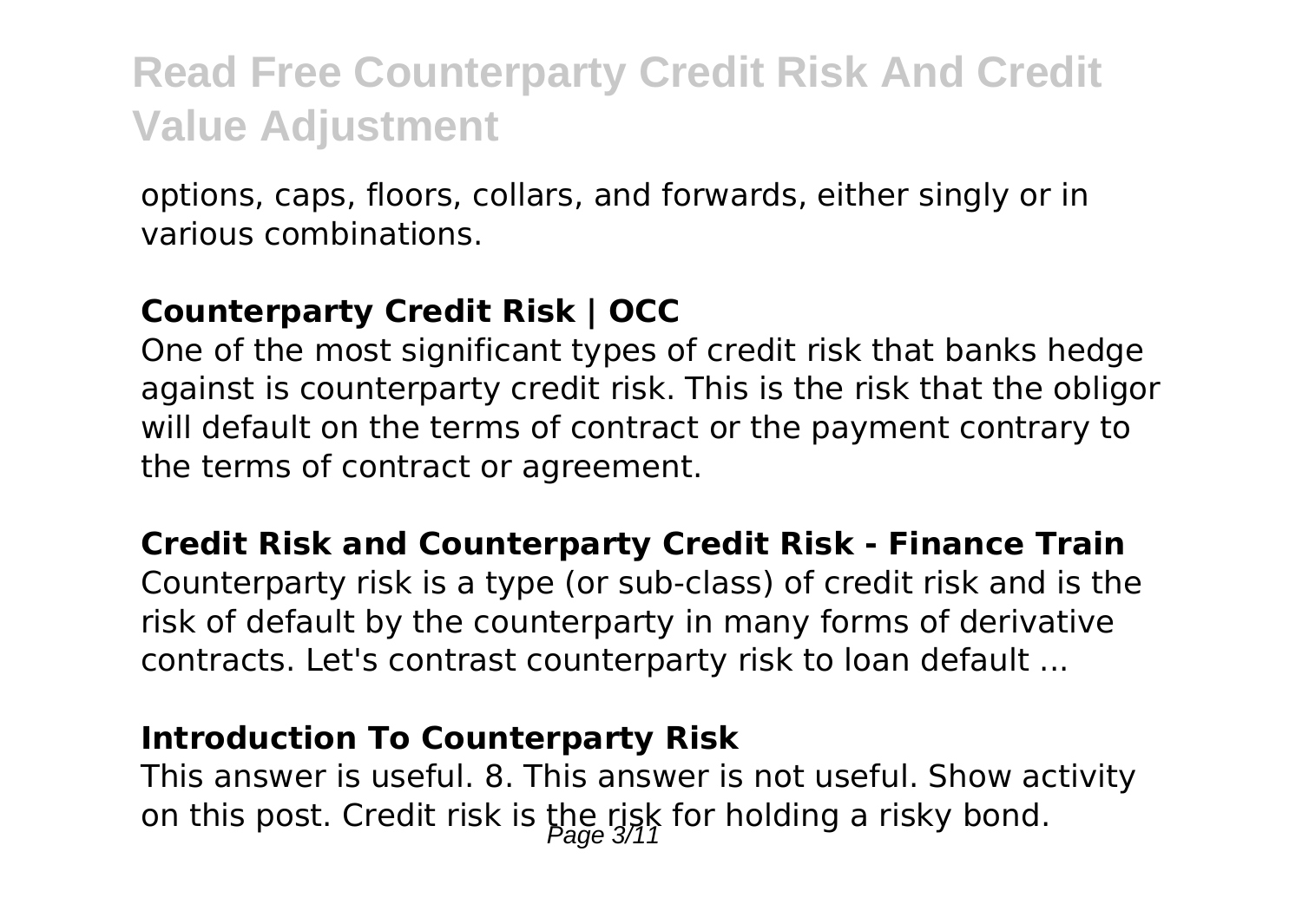options, caps, floors, collars, and forwards, either singly or in various combinations.

**Counterparty Credit Risk | OCC**

One of the most significant types of credit risk that banks hedge against is counterparty credit risk. This is the risk that the obligor will default on the terms of contract or the payment contrary to the terms of contract or agreement.

**Credit Risk and Counterparty Credit Risk - Finance Train**

Counterparty risk is a type (or sub-class) of credit risk and is the risk of default by the counterparty in many forms of derivative contracts. Let's contrast counterparty risk to loan default ...

**Introduction To Counterparty Risk**

This answer is useful. 8. This answer is not useful. Show activity on this post. Credit risk is the risk for holding a risky bond.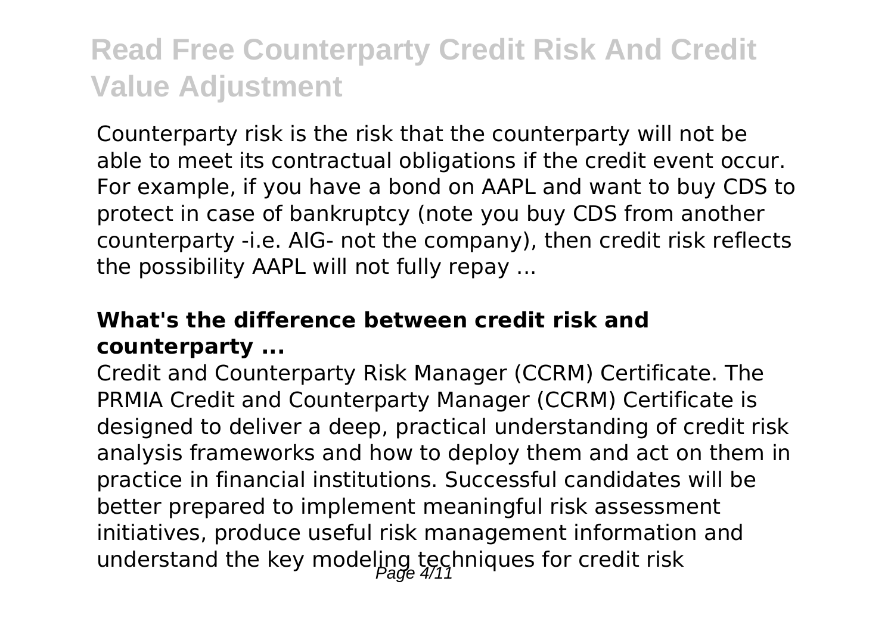Counterparty risk is the risk that the counterparty will not be able to meet its contractual obligations if the credit event occur. For example, if you have a bond on AAPL and want to buy CDS to protect in case of bankruptcy (note you buy CDS from another counterparty -i.e. AIG- not the company), then credit risk reflects the possibility AAPL will not fully repay ...

**What's the difference between credit risk and counterparty ...**

Credit and Counterparty Risk Manager (CCRM) Certificate. The PRMIA Credit and Counterparty Manager (CCRM) Certificate is designed to deliver a deep, practical understanding of credit risk analysis frameworks and how to deploy them and act on them in practice in financial institutions. Successful candidates will be better prepared to implement meaningful risk assessment initiatives, produce useful risk management information and understand the key modeling techniques for credit risk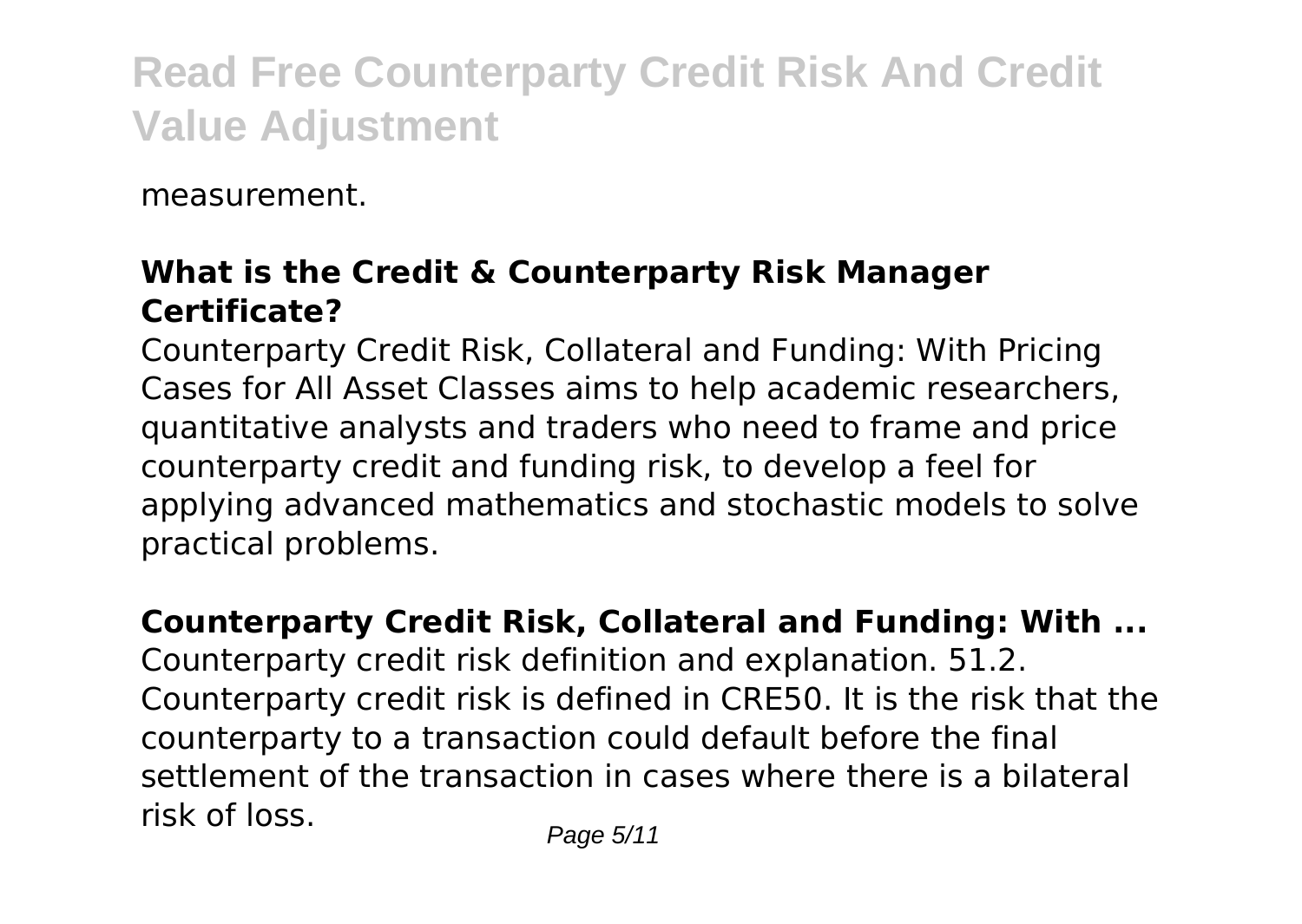measurement.

**What is the Credit & Counterparty Risk Manager Certificate?**

Counterparty Credit Risk, Collateral and Funding: With Pricing Cases for All Asset Classes aims to help academic researchers, quantitative analysts and traders who need to frame and price counterparty credit and funding risk, to develop a feel for applying advanced mathematics and stochastic models to solve practical problems.

**Counterparty Credit Risk, Collateral and Funding: With ...**

Counterparty credit risk definition and explanation. 51.2. Counterparty credit risk is defined in CRE50. It is the risk that the counterparty to a transaction could default before the final settlement of the transaction in cases where there is a bilateral risk of loss.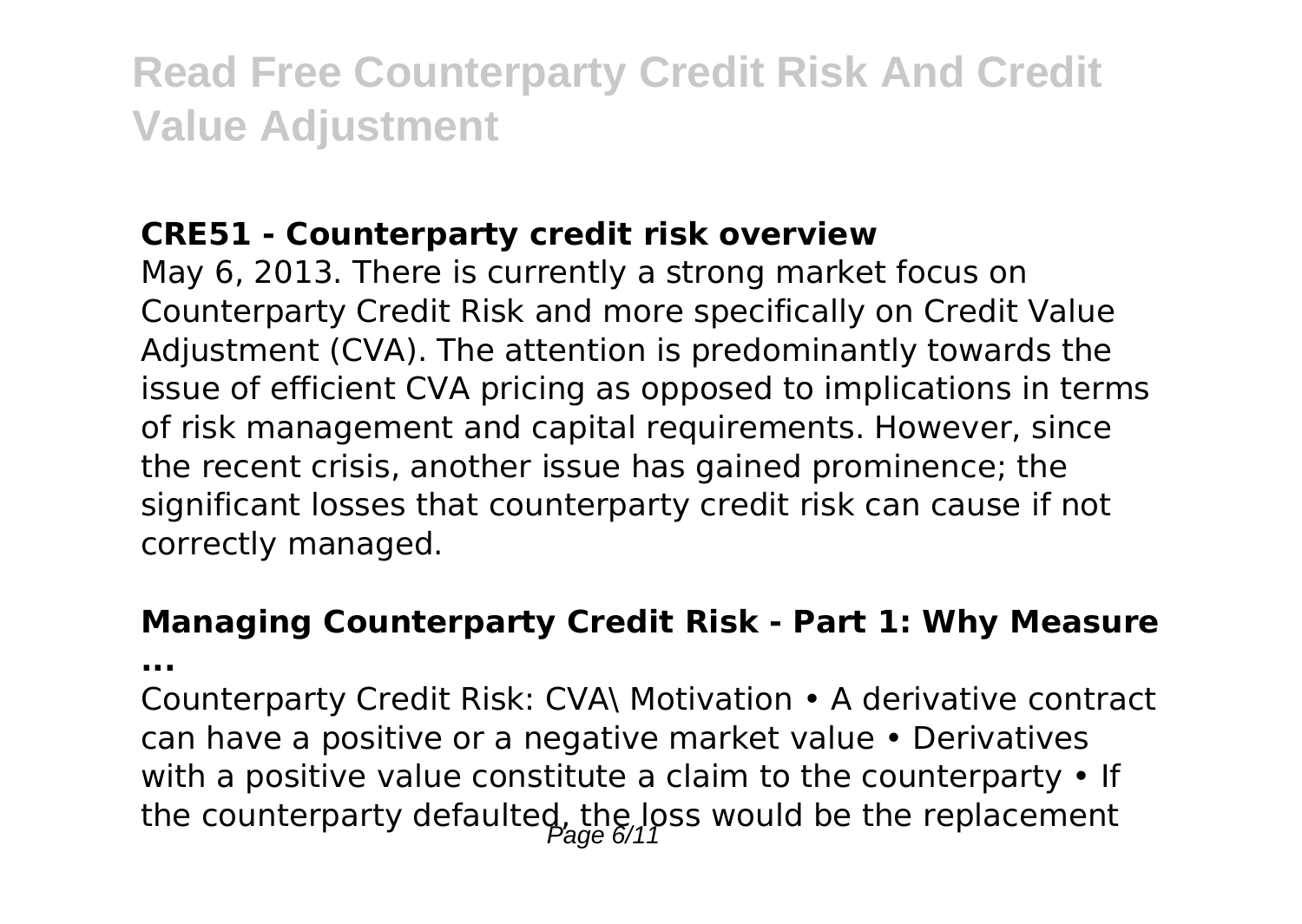### CRE51 - Counterparty credit risk overview

May 6, 2013. There is currently a strong market focus on Counterparty Credit Risk and more specifically on Credit Value Adjustment (CVA). The attention is predominantly towards the issue of efficient CVA pricing as opposed to implications in terms of risk management and capital requirements. However, since the recent crisis, another issue has gained prominence; the significant losses that counterparty credit risk can cause if not correctly managed.

### Managing Counterparty Credit Risk - Part 1: Why Measure ...

Counterparty Credit Risk: CVA\ Motivation • A derivative contract can have a positive or a negative market value • Derivatives with a positive value constitute a claim to the counterparty • If the counterparty defaulted, the loss would be the replacement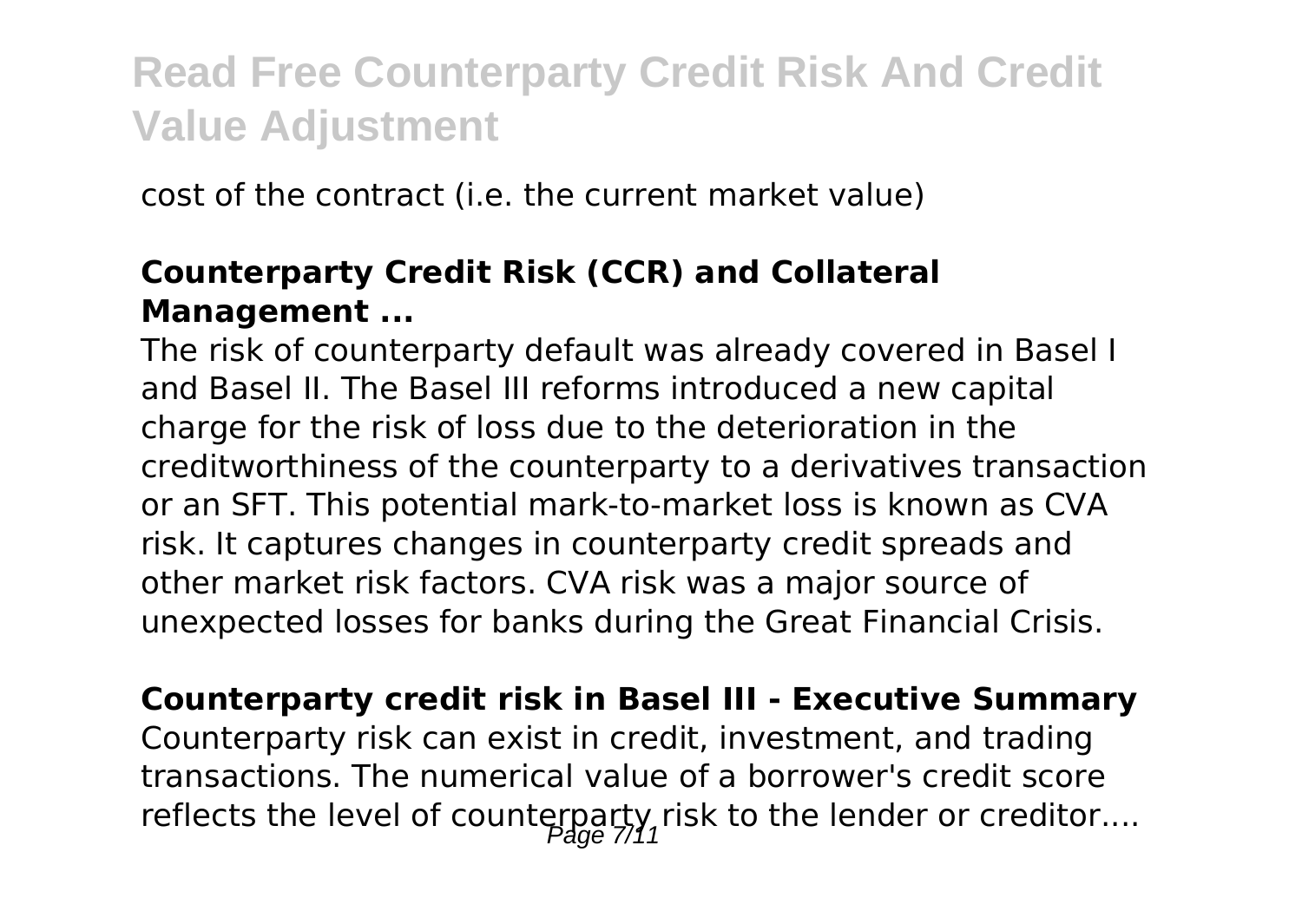cost of the contract (i.e. the current market value)

**Counterparty Credit Risk (CCR) and Collateral Management ...**

The risk of counterparty default was already covered in Basel I and Basel II. The Basel III reforms introduced a new capital charge for the risk of loss due to the deterioration in the creditworthiness of the counterparty to a derivatives transaction or an SFT. This potential mark-to-market loss is known as CVA risk. It captures changes in counterparty credit spreads and other market risk factors. CVA risk was a major source of unexpected losses for banks during the Great Financial Crisis.

**Counterparty credit risk in Basel III - Executive Summary**

Counterparty risk can exist in credit, investment, and trading transactions. The numerical value of a borrower's credit score reflects the level of counterparty risk to the lender or creditor....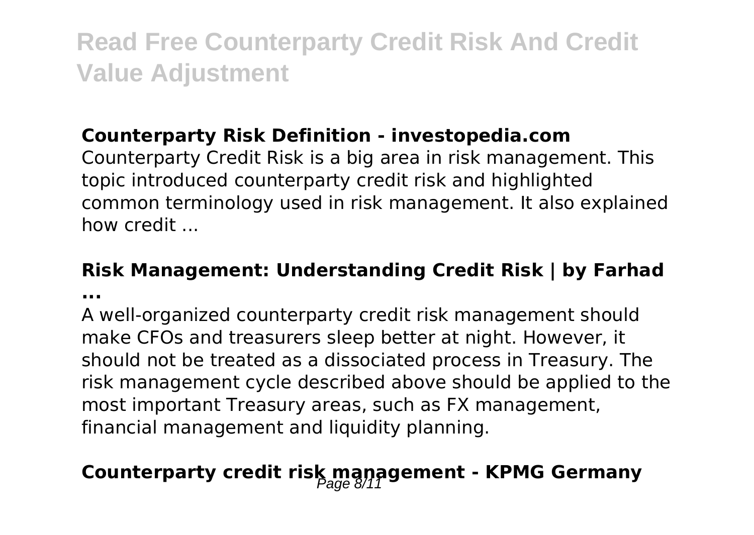### Counterparty Risk Definition - investopedia.com

Counterparty Credit Risk is a big area in risk management. This topic introduced counterparty credit risk and highlighted common terminology used in risk management. It also explained how credit ...

### Risk Management: Understanding Credit Risk | by Farhad ...

A well-organized counterparty credit risk management should make CFOs and treasurers sleep better at night. However, it should not be treated as a dissociated process in Treasury. The risk management cycle described above should be applied to the most important Treasury areas, such as FX management, financial management and liquidity planning.

### Counterparty credit risk management - KPMG Germany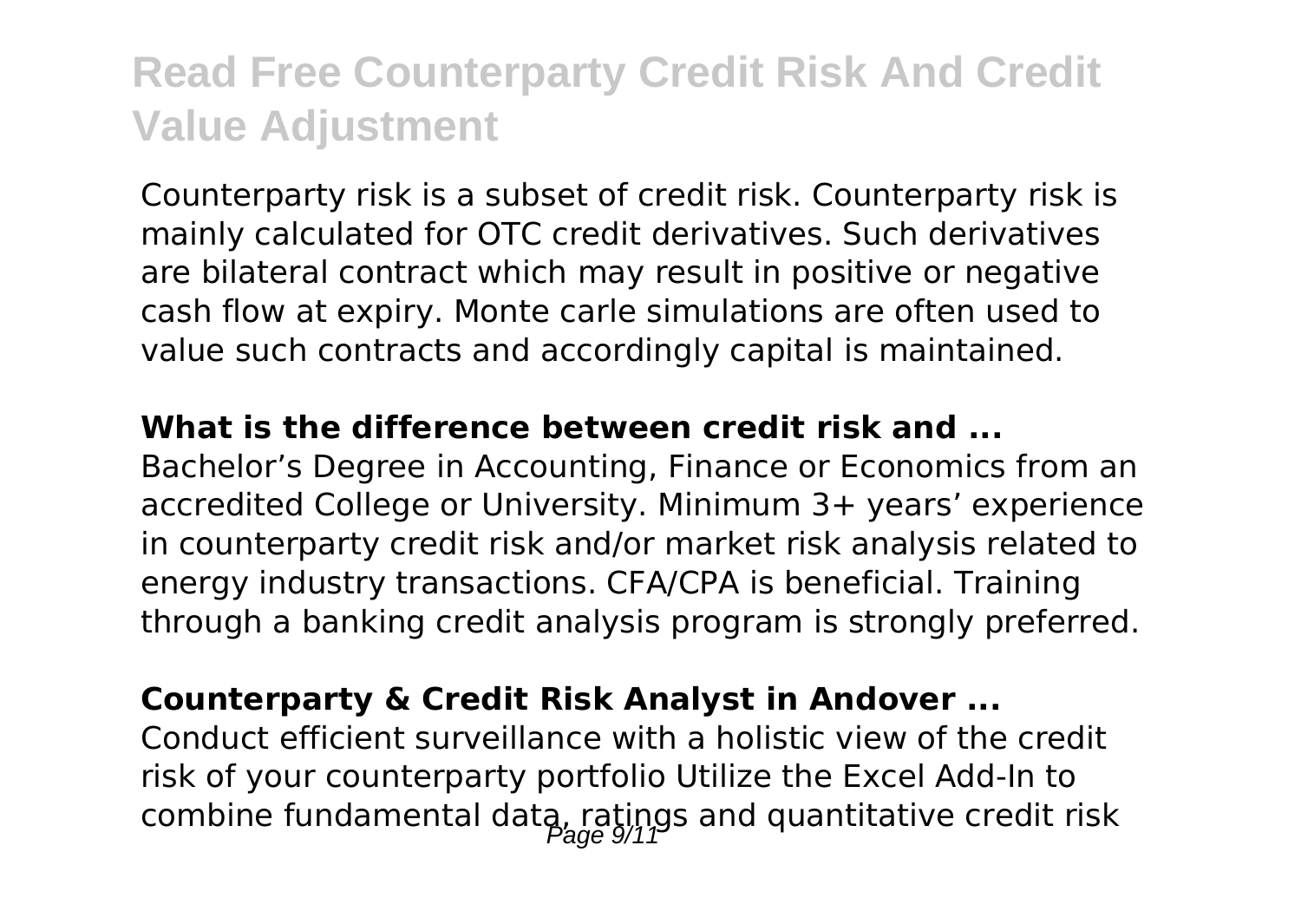Counterparty risk is a subset of credit risk. Counterparty risk is mainly calculated for OTC credit derivatives. Such derivatives are bilateral contract which may result in positive or negative cash flow at expiry. Monte carle simulations are often used to value such contracts and accordingly capital is maintained.

**What is the difference between credit risk and ...**

Bachelor's Degree in Accounting, Finance or Economics from an accredited College or University. Minimum 3+ years' experience in counterparty credit risk and/or market risk analysis related to energy industry transactions. CFA/CPA is beneficial. Training through a banking credit analysis program is strongly preferred.

**Counterparty & Credit Risk Analyst in Andover ...**

Conduct efficient surveillance with a holistic view of the credit risk of your counterparty portfolio Utilize the Excel Add-In to combine fundamental data, ratings and quantitative credit risk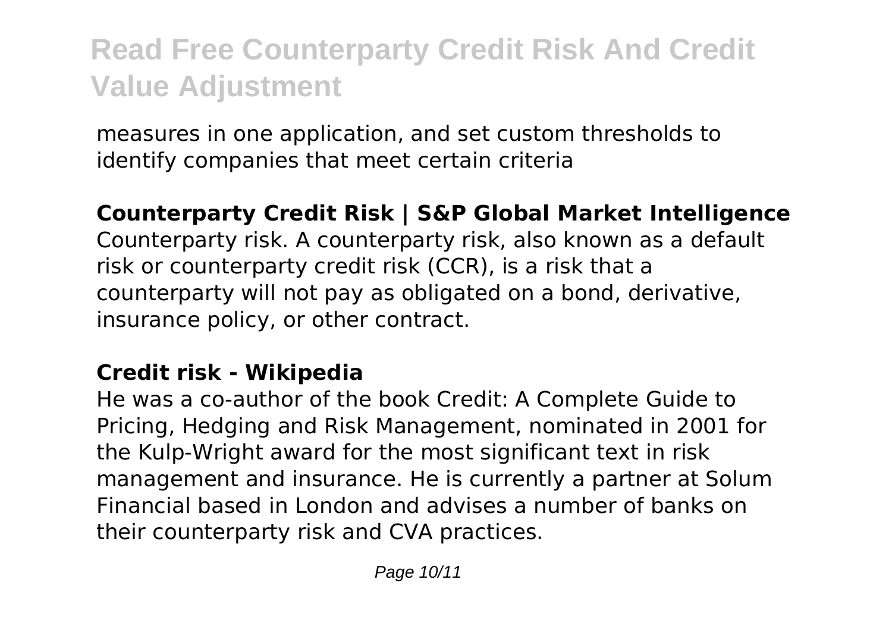measures in one application, and set custom thresholds to identify companies that meet certain criteria

**Counterparty Credit Risk | S&P Global Market Intelligence**

Counterparty risk. A counterparty risk, also known as a default risk or counterparty credit risk (CCR), is a risk that a counterparty will not pay as obligated on a bond, derivative, insurance policy, or other contract.

**Credit risk - Wikipedia**

He was a co-author of the book Credit: A Complete Guide to Pricing, Hedging and Risk Management, nominated in 2001 for the Kulp-Wright award for the most significant text in risk management and insurance. He is currently a partner at Solum Financial based in London and advises a number of banks on their counterparty risk and CVA practices.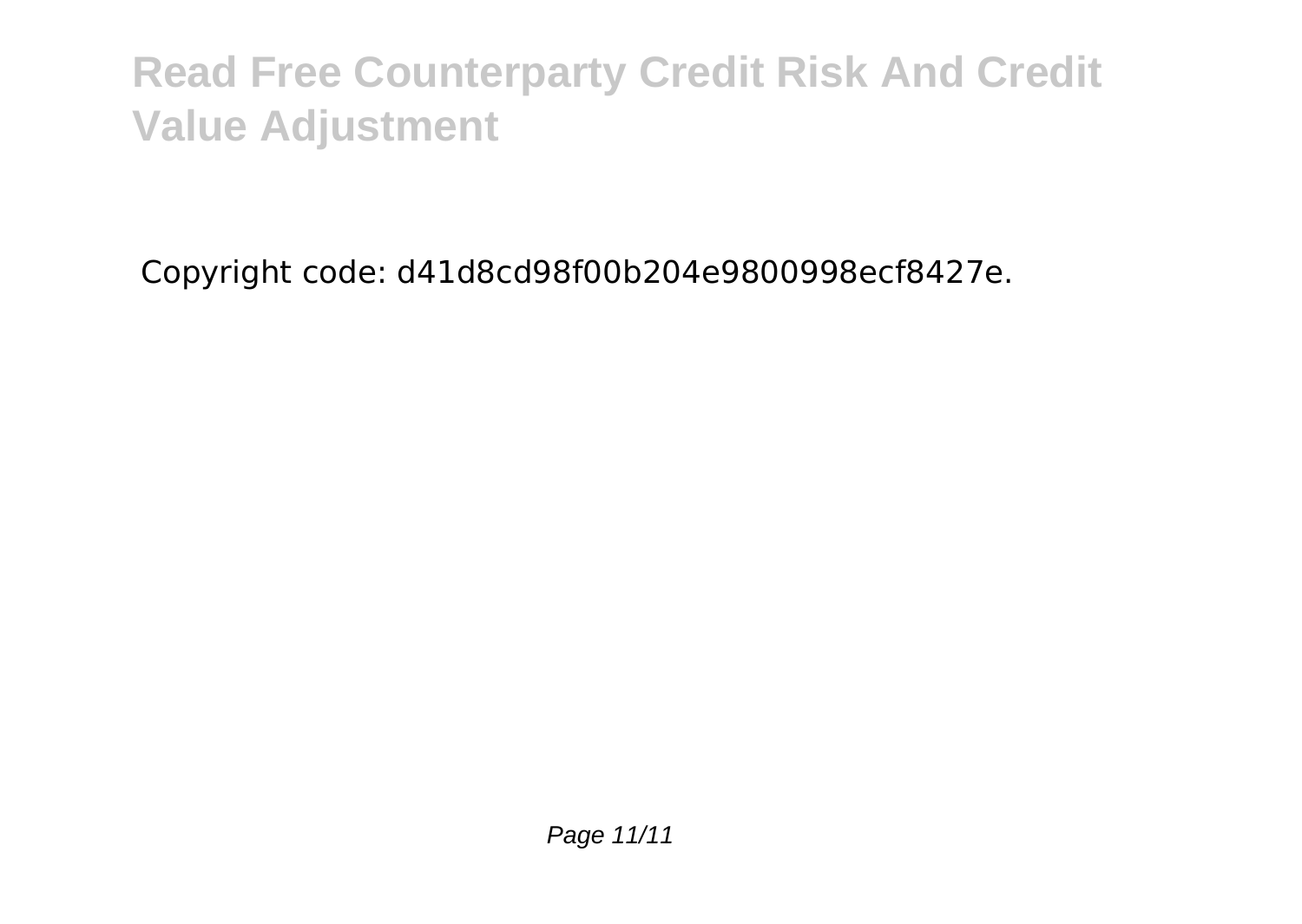Copyright code: d41d8cd98f00b204e9800998ecf8427e.